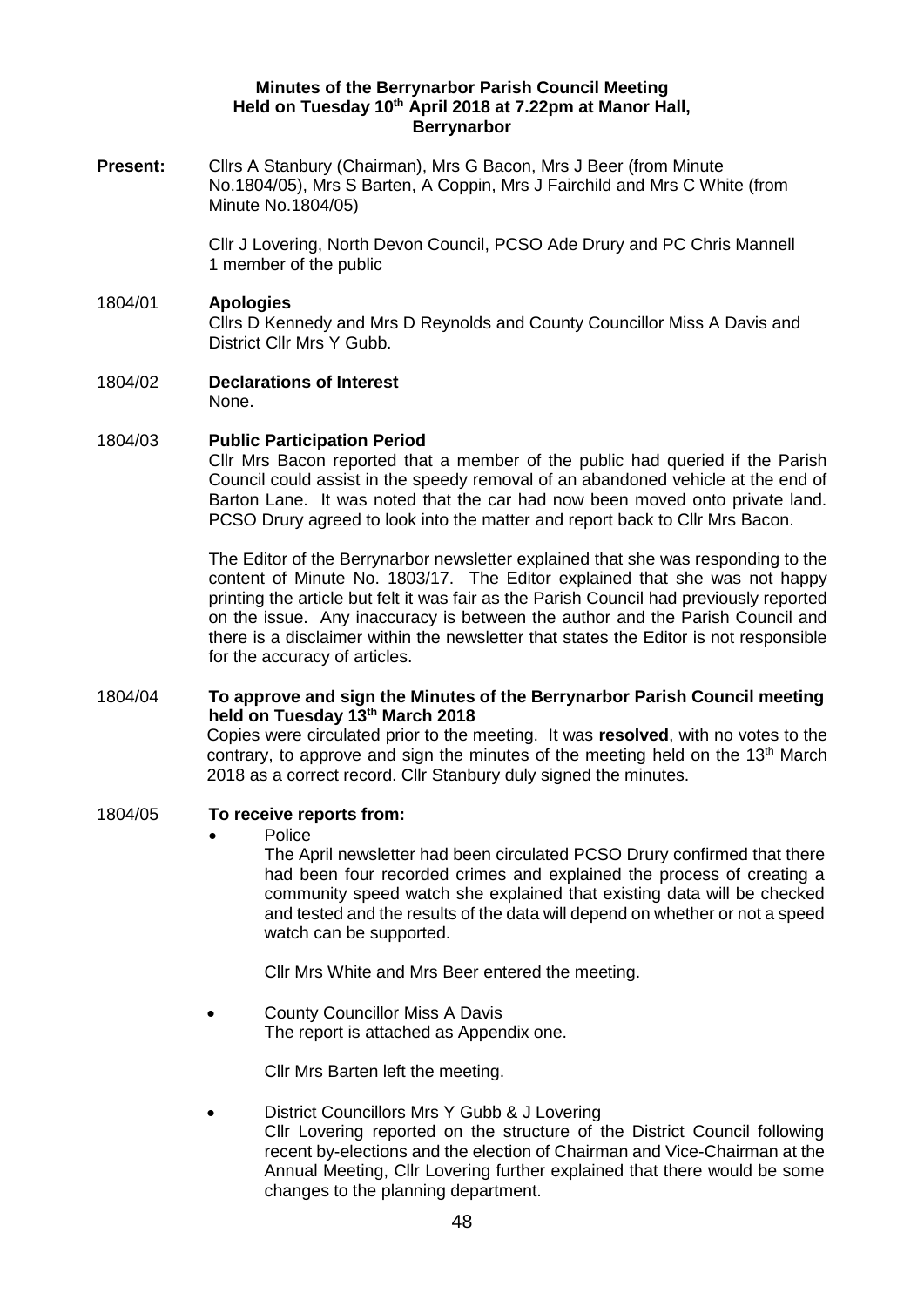# Minutes of the Berrynarbor Parish Council Meeting Held on Tuesday 10th April 2018 at 7.22pm at Manor Hall, Berrynarbor

**Present:** Cllrs A Stanbury (Chairman), Mrs G Bacon, Mrs J Beer (from Minute No.1804/05), Mrs S Barten, A Coppin, Mrs J Fairchild and Mrs C White (from Minute No.1804/05)

Cllr J Lovering, North Devon Council, PCSO Ade Drury and PC Chris Mannell
1 member of the public

1804/01 **Apologies**

Cllrs D Kennedy and Mrs D Reynolds and County Councillor Miss A Davis and District Cllr Mrs Y Gubb.

1804/02 **Declarations of Interest**

None.

1804/03 **Public Participation Period**

Cllr Mrs Bacon reported that a member of the public had queried if the Parish Council could assist in the speedy removal of an abandoned vehicle at the end of Barton Lane. It was noted that the car had now been moved onto private land. PCSO Drury agreed to look into the matter and report back to Cllr Mrs Bacon.

The Editor of the Berrynarbor newsletter explained that she was responding to the content of Minute No. 1803/17. The Editor explained that she was not happy printing the article but felt it was fair as the Parish Council had previously reported on the issue. Any inaccuracy is between the author and the Parish Council and there is a disclaimer within the newsletter that states the Editor is not responsible for the accuracy of articles.

1804/04 **To approve and sign the Minutes of the Berrynarbor Parish Council meeting held on Tuesday 13th March 2018**

Copies were circulated prior to the meeting. It was **resolved**, with no votes to the contrary, to approve and sign the minutes of the meeting held on the 13th March 2018 as a correct record. Cllr Stanbury duly signed the minutes.

1804/05 **To receive reports from:**

- Police

  The April newsletter had been circulated PCSO Drury confirmed that there had been four recorded crimes and explained the process of creating a community speed watch she explained that existing data will be checked and tested and the results of the data will depend on whether or not a speed watch can be supported.

  Cllr Mrs White and Mrs Beer entered the meeting.

- County Councillor Miss A Davis

  The report is attached as Appendix one.

  Cllr Mrs Barten left the meeting.

- District Councillors Mrs Y Gubb & J Lovering

  Cllr Lovering reported on the structure of the District Council following recent by-elections and the election of Chairman and Vice-Chairman at the Annual Meeting, Cllr Lovering further explained that there would be some changes to the planning department.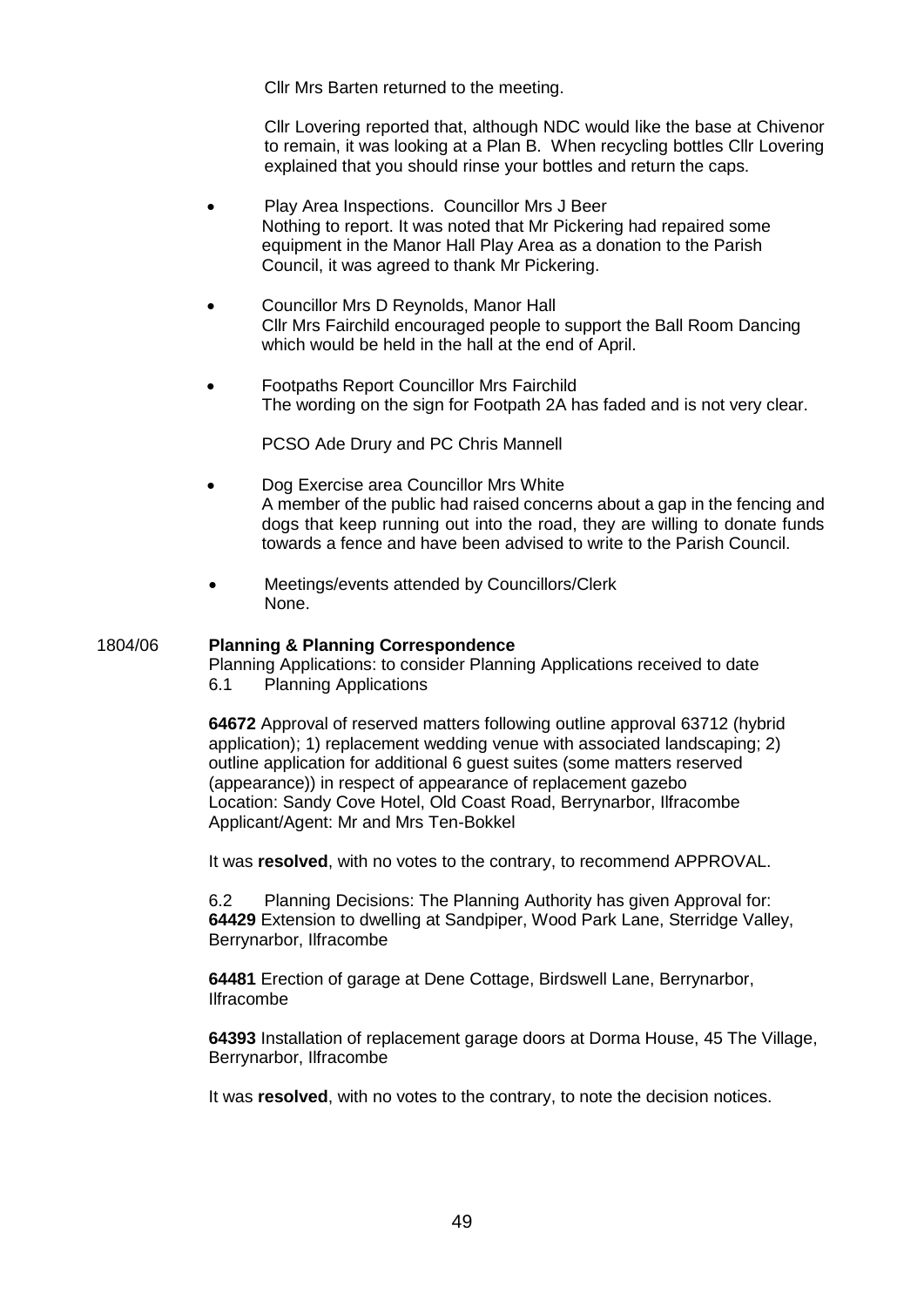Cllr Mrs Barten returned to the meeting.

Cllr Lovering reported that, although NDC would like the base at Chivenor to remain, it was looking at a Plan B. When recycling bottles Cllr Lovering explained that you should rinse your bottles and return the caps.

- Play Area Inspections. Councillor Mrs J Beer
  Nothing to report. It was noted that Mr Pickering had repaired some equipment in the Manor Hall Play Area as a donation to the Parish Council, it was agreed to thank Mr Pickering.

- Councillor Mrs D Reynolds, Manor Hall
  Cllr Mrs Fairchild encouraged people to support the Ball Room Dancing which would be held in the hall at the end of April.

- Footpaths Report Councillor Mrs Fairchild
  The wording on the sign for Footpath 2A has faded and is not very clear.

  PCSO Ade Drury and PC Chris Mannell

- Dog Exercise area Councillor Mrs White
  A member of the public had raised concerns about a gap in the fencing and dogs that keep running out into the road, they are willing to donate funds towards a fence and have been advised to write to the Parish Council.

- Meetings/events attended by Councillors/Clerk
  None.

1804/06 **Planning & Planning Correspondence**

Planning Applications: to consider Planning Applications received to date

6.1 Planning Applications

**64672** Approval of reserved matters following outline approval 63712 (hybrid application); 1) replacement wedding venue with associated landscaping; 2) outline application for additional 6 guest suites (some matters reserved (appearance)) in respect of appearance of replacement gazebo
Location: Sandy Cove Hotel, Old Coast Road, Berrynarbor, Ilfracombe
Applicant/Agent: Mr and Mrs Ten-Bokkel

It was **resolved**, with no votes to the contrary, to recommend APPROVAL.

6.2 Planning Decisions: The Planning Authority has given Approval for:
**64429** Extension to dwelling at Sandpiper, Wood Park Lane, Sterridge Valley, Berrynarbor, Ilfracombe

**64481** Erection of garage at Dene Cottage, Birdswell Lane, Berrynarbor, Ilfracombe

**64393** Installation of replacement garage doors at Dorma House, 45 The Village, Berrynarbor, Ilfracombe

It was **resolved**, with no votes to the contrary, to note the decision notices.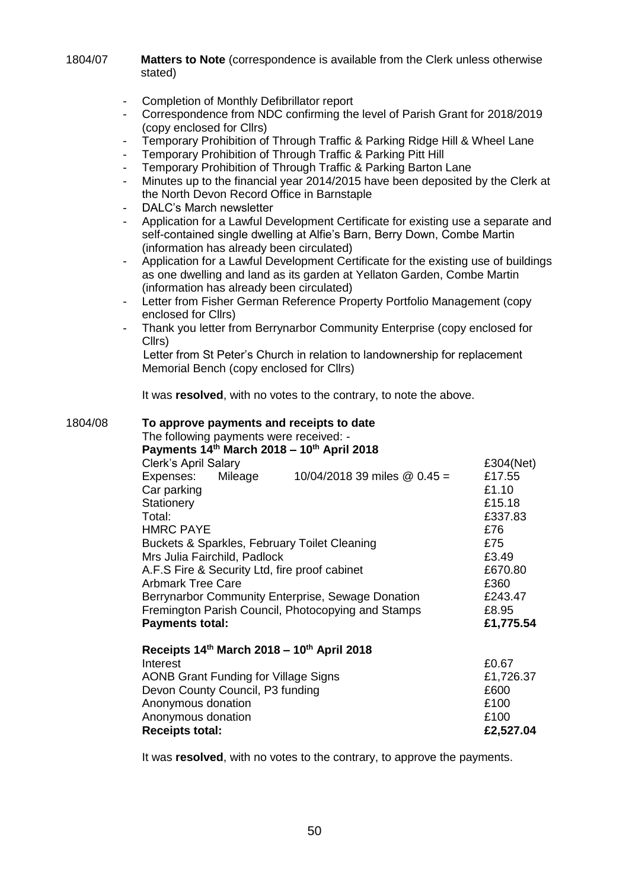1804/07 **Matters to Note** (correspondence is available from the Clerk unless otherwise stated)

- Completion of Monthly Defibrillator report
- Correspondence from NDC confirming the level of Parish Grant for 2018/2019 (copy enclosed for Cllrs)
- Temporary Prohibition of Through Traffic & Parking Ridge Hill & Wheel Lane
- Temporary Prohibition of Through Traffic & Parking Pitt Hill
- Temporary Prohibition of Through Traffic & Parking Barton Lane
- Minutes up to the financial year 2014/2015 have been deposited by the Clerk at the North Devon Record Office in Barnstaple
- DALC's March newsletter
- Application for a Lawful Development Certificate for existing use a separate and self-contained single dwelling at Alfie's Barn, Berry Down, Combe Martin (information has already been circulated)
- Application for a Lawful Development Certificate for the existing use of buildings as one dwelling and land as its garden at Yellaton Garden, Combe Martin (information has already been circulated)
- Letter from Fisher German Reference Property Portfolio Management (copy enclosed for Cllrs)
- Thank you letter from Berrynarbor Community Enterprise (copy enclosed for Cllrs)
  Letter from St Peter's Church in relation to landownership for replacement Memorial Bench (copy enclosed for Cllrs)

It was **resolved**, with no votes to the contrary, to note the above.

1804/08 **To approve payments and receipts to date**

The following payments were received: -

**Payments 14th March 2018 – 10th April 2018**

| | |
|---|---|
| Clerk's April Salary | £304(Net) |
| Expenses: Mileage 10/04/2018 39 miles @ 0.45 = | £17.55 |
| Car parking | £1.10 |
| Stationery | £15.18 |
| Total: | £337.83 |
| HMRC PAYE | £76 |
| Buckets & Sparkles, February Toilet Cleaning | £75 |
| Mrs Julia Fairchild, Padlock | £3.49 |
| A.F.S Fire & Security Ltd, fire proof cabinet | £670.80 |
| Arbmark Tree Care | £360 |
| Berrynarbor Community Enterprise, Sewage Donation | £243.47 |
| Fremington Parish Council, Photocopying and Stamps | £8.95 |
| **Payments total:** | **£1,775.54** |

**Receipts 14th March 2018 – 10th April 2018**

| | |
|---|---|
| Interest | £0.67 |
| AONB Grant Funding for Village Signs | £1,726.37 |
| Devon County Council, P3 funding | £600 |
| Anonymous donation | £100 |
| Anonymous donation | £100 |
| **Receipts total:** | **£2,527.04** |

It was **resolved**, with no votes to the contrary, to approve the payments.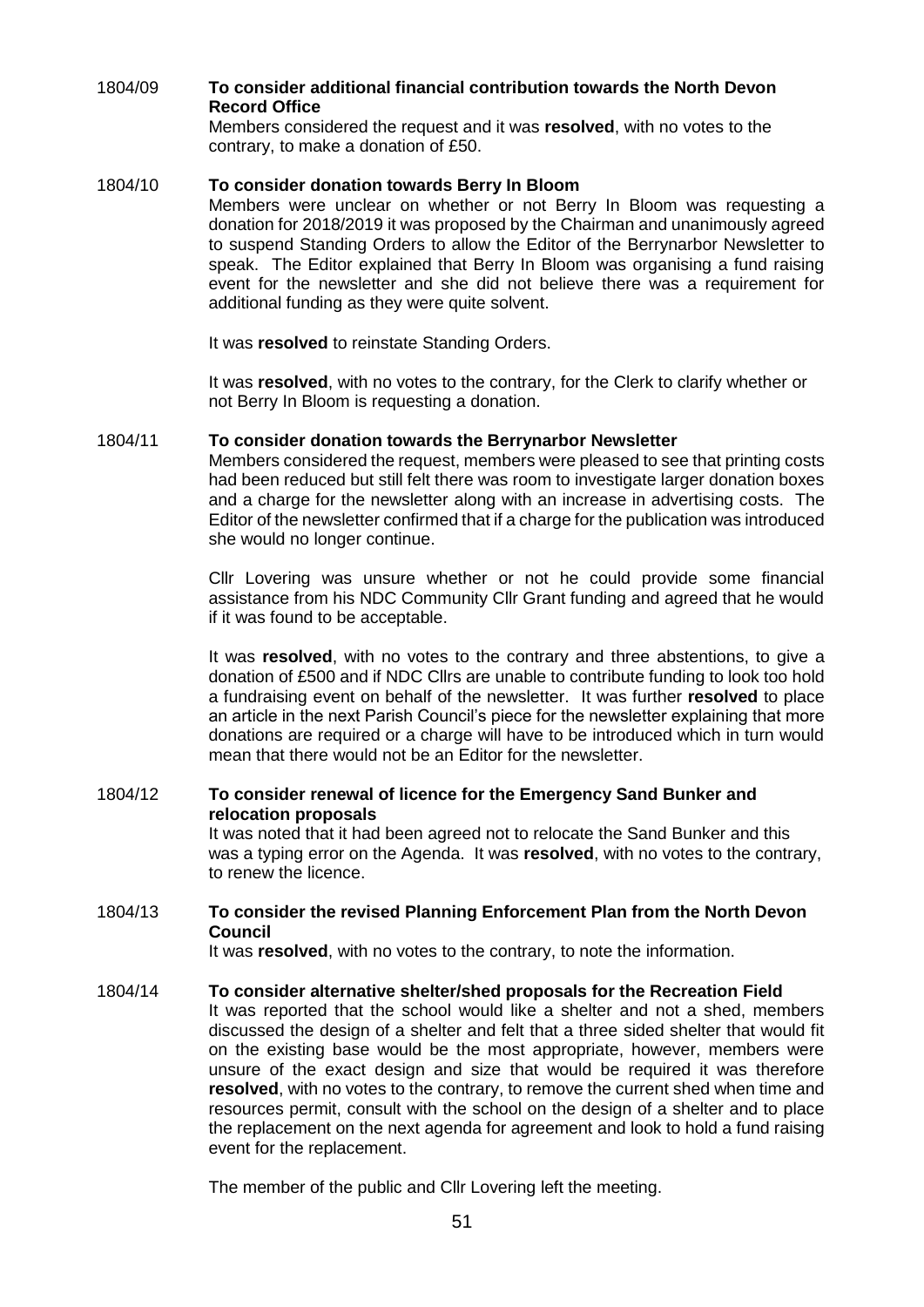1804/09 **To consider additional financial contribution towards the North Devon Record Office**

Members considered the request and it was **resolved**, with no votes to the contrary, to make a donation of £50.

1804/10 **To consider donation towards Berry In Bloom**

Members were unclear on whether or not Berry In Bloom was requesting a donation for 2018/2019 it was proposed by the Chairman and unanimously agreed to suspend Standing Orders to allow the Editor of the Berrynarbor Newsletter to speak. The Editor explained that Berry In Bloom was organising a fund raising event for the newsletter and she did not believe there was a requirement for additional funding as they were quite solvent.

It was **resolved** to reinstate Standing Orders.

It was **resolved**, with no votes to the contrary, for the Clerk to clarify whether or not Berry In Bloom is requesting a donation.

1804/11 **To consider donation towards the Berrynarbor Newsletter**

Members considered the request, members were pleased to see that printing costs had been reduced but still felt there was room to investigate larger donation boxes and a charge for the newsletter along with an increase in advertising costs. The Editor of the newsletter confirmed that if a charge for the publication was introduced she would no longer continue.

Cllr Lovering was unsure whether or not he could provide some financial assistance from his NDC Community Cllr Grant funding and agreed that he would if it was found to be acceptable.

It was **resolved**, with no votes to the contrary and three abstentions, to give a donation of £500 and if NDC Cllrs are unable to contribute funding to look too hold a fundraising event on behalf of the newsletter. It was further **resolved** to place an article in the next Parish Council's piece for the newsletter explaining that more donations are required or a charge will have to be introduced which in turn would mean that there would not be an Editor for the newsletter.

1804/12 **To consider renewal of licence for the Emergency Sand Bunker and relocation proposals**

It was noted that it had been agreed not to relocate the Sand Bunker and this was a typing error on the Agenda. It was **resolved**, with no votes to the contrary, to renew the licence.

1804/13 **To consider the revised Planning Enforcement Plan from the North Devon Council**

It was **resolved**, with no votes to the contrary, to note the information.

1804/14 **To consider alternative shelter/shed proposals for the Recreation Field**

It was reported that the school would like a shelter and not a shed, members discussed the design of a shelter and felt that a three sided shelter that would fit on the existing base would be the most appropriate, however, members were unsure of the exact design and size that would be required it was therefore **resolved**, with no votes to the contrary, to remove the current shed when time and resources permit, consult with the school on the design of a shelter and to place the replacement on the next agenda for agreement and look to hold a fund raising event for the replacement.

The member of the public and Cllr Lovering left the meeting.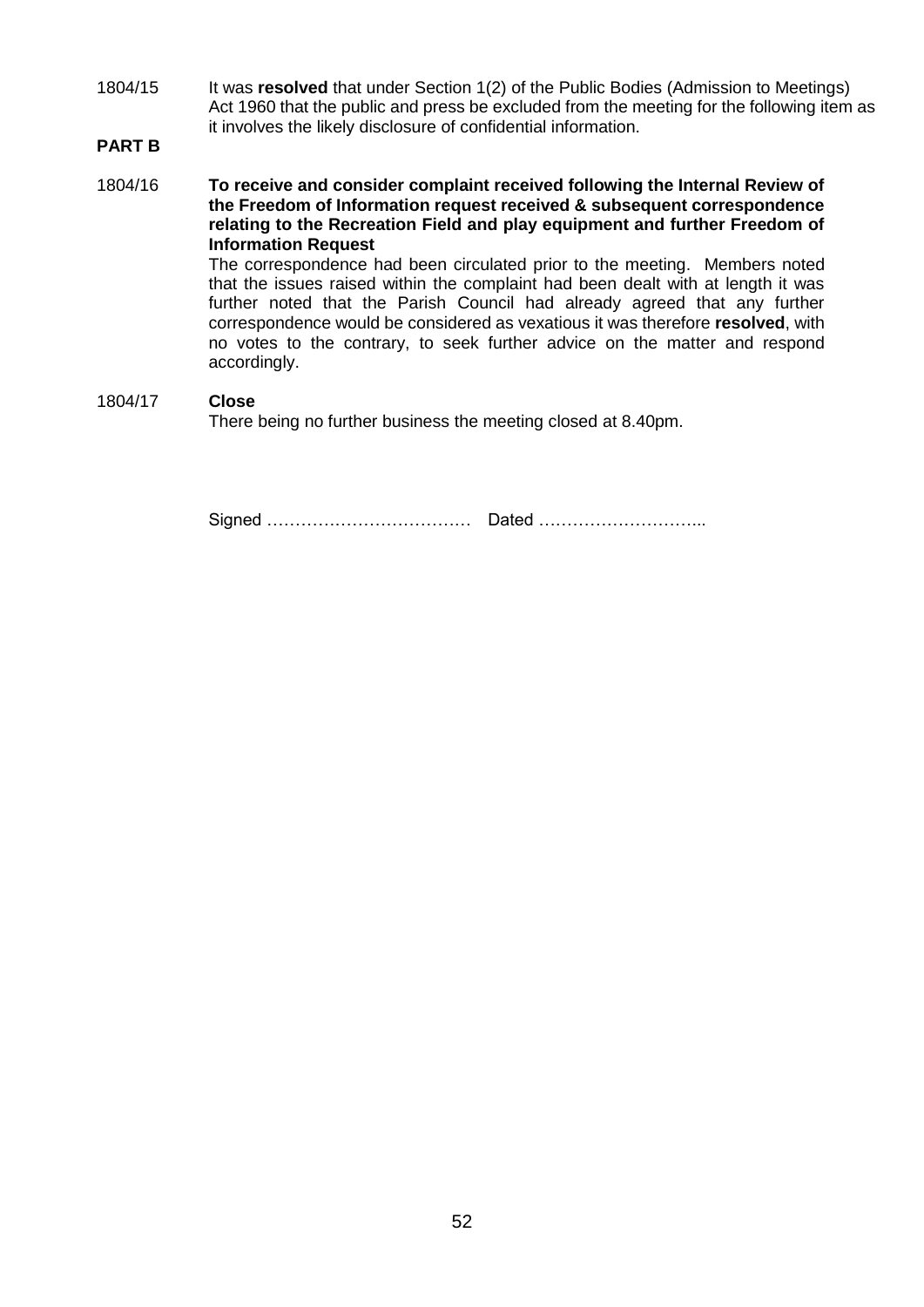1804/15 It was **resolved** that under Section 1(2) of the Public Bodies (Admission to Meetings) Act 1960 that the public and press be excluded from the meeting for the following item as it involves the likely disclosure of confidential information.

**PART B**

1804/16 **To receive and consider complaint received following the Internal Review of the Freedom of Information request received & subsequent correspondence relating to the Recreation Field and play equipment and further Freedom of Information Request**

The correspondence had been circulated prior to the meeting. Members noted that the issues raised within the complaint had been dealt with at length it was further noted that the Parish Council had already agreed that any further correspondence would be considered as vexatious it was therefore **resolved**, with no votes to the contrary, to seek further advice on the matter and respond accordingly.

1804/17 **Close**

There being no further business the meeting closed at 8.40pm.

Signed ……………………………… Dated ………………………..